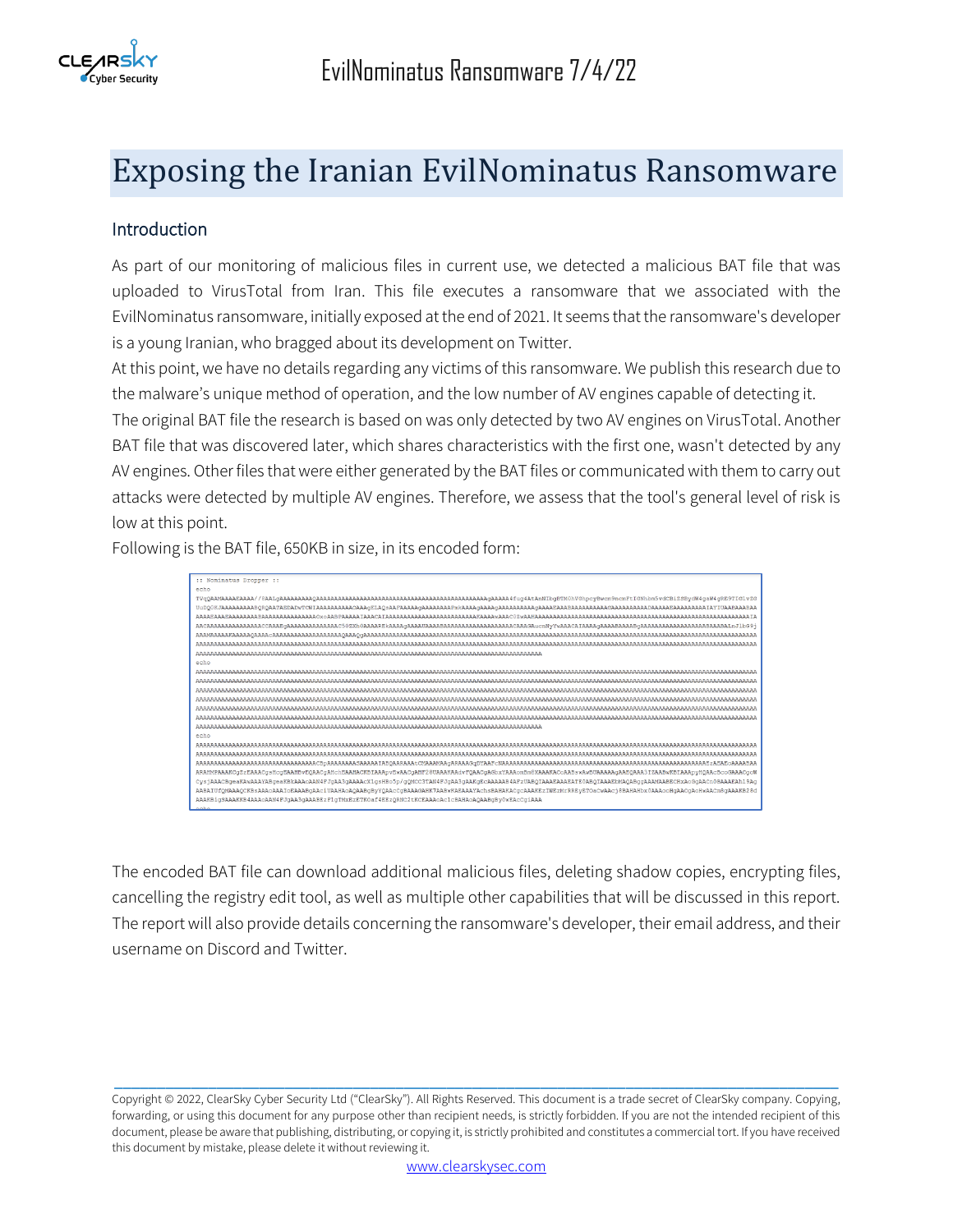# Exposing the Iranian EvilNominatus Ransomware

## Introduction

As part of our monitoring of malicious files in current use, we detected a malicious BAT file that was uploaded to VirusTotal from Iran. This file executes a ransomware that we associated with the EvilNominatus ransomware, initially exposed at the end of 2021. It seems that the ransomware's developer is a young Iranian, who bragged about its development on Twitter.

At this point, we have no details regarding any victims of this ransomware. We publish this research due to the malware's unique method of operation, and the low number of AV engines capable of detecting it.

The original BAT file the research is based on was only detected by two AV engines on VirusTotal. Another BAT file that was discovered later, which shares characteristics with the first one, wasn't detected by any AV engines. Other files that were either generated by the BAT files or communicated with them to carry out attacks were detected by multiple AV engines. Therefore, we assess that the tool's general level of risk is low at this point.

Following is the BAT file, 650KB in size, in its encoded form:

The encoded BAT file can download additional malicious files, deleting shadow copies, encrypting files, cancelling the registry edit tool, as well as multiple other capabilities that will be discussed in this report. The report will also provide details concerning the ransomware's developer, their email address, and their username on Discord and Twitter.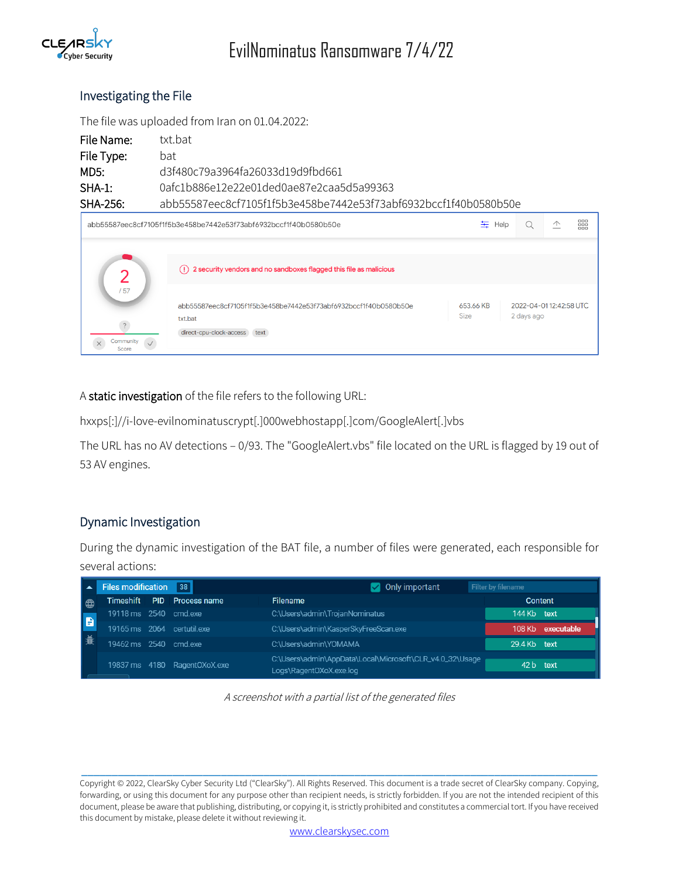## Investigating the File

The file was uploaded from Iran on 01.04.2022:

**File Name:** txt.bat
**File Type:** bat
**MD5:** d3f480c79a3964fa26033d19d9fbd661
**SHA-1:** 0afc1b886e12e22e01ded0ae87e2caa5d5a99363
**SHA-256:** abb55587eec8cf7105f1f5b3e458be7442e53f73abf6932bccf1f40b0580b50e

A **static investigation** of the file refers to the following URL:

hxxps[:]//i-love-evilnominatuscrypt[.]000webhostapp[.]com/GoogleAlert[.]vbs

The URL has no AV detections – 0/93. The "GoogleAlert.vbs" file located on the URL is flagged by 19 out of 53 AV engines.

## Dynamic Investigation

During the dynamic investigation of the BAT file, a number of files were generated, each responsible for several actions:

*A screenshot with a partial list of the generated files*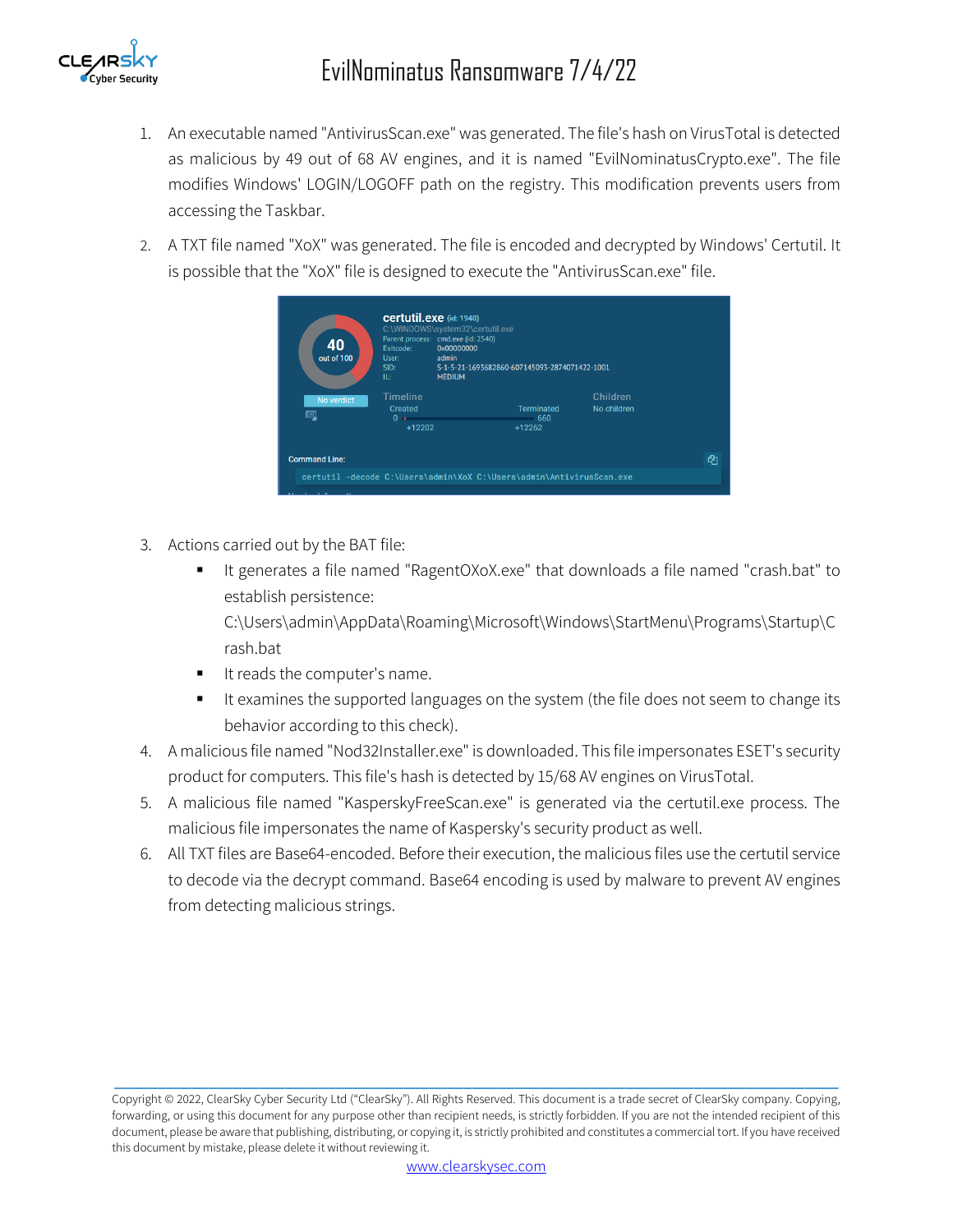1. An executable named "AntivirusScan.exe" was generated. The file's hash on VirusTotal is detected as malicious by 49 out of 68 AV engines, and it is named "EvilNominatusCrypto.exe". The file modifies Windows' LOGIN/LOGOFF path on the registry. This modification prevents users from accessing the Taskbar.
2. A TXT file named "XoX" was generated. The file is encoded and decrypted by Windows' Certutil. It is possible that the "XoX" file is designed to execute the "AntivirusScan.exe" file.
3. Actions carried out by the BAT file:
   - It generates a file named "RagentOXoX.exe" that downloads a file named "crash.bat" to establish persistence: C:\Users\admin\AppData\Roaming\Microsoft\Windows\StartMenu\Programs\Startup\Crash.bat
   - It reads the computer's name.
   - It examines the supported languages on the system (the file does not seem to change its behavior according to this check).
4. A malicious file named "Nod32Installer.exe" is downloaded. This file impersonates ESET's security product for computers. This file's hash is detected by 15/68 AV engines on VirusTotal.
5. A malicious file named "KasperskyFreeScan.exe" is generated via the certutil.exe process. The malicious file impersonates the name of Kaspersky's security product as well.
6. All TXT files are Base64-encoded. Before their execution, the malicious files use the certutil service to decode via the decrypt command. Base64 encoding is used by malware to prevent AV engines from detecting malicious strings.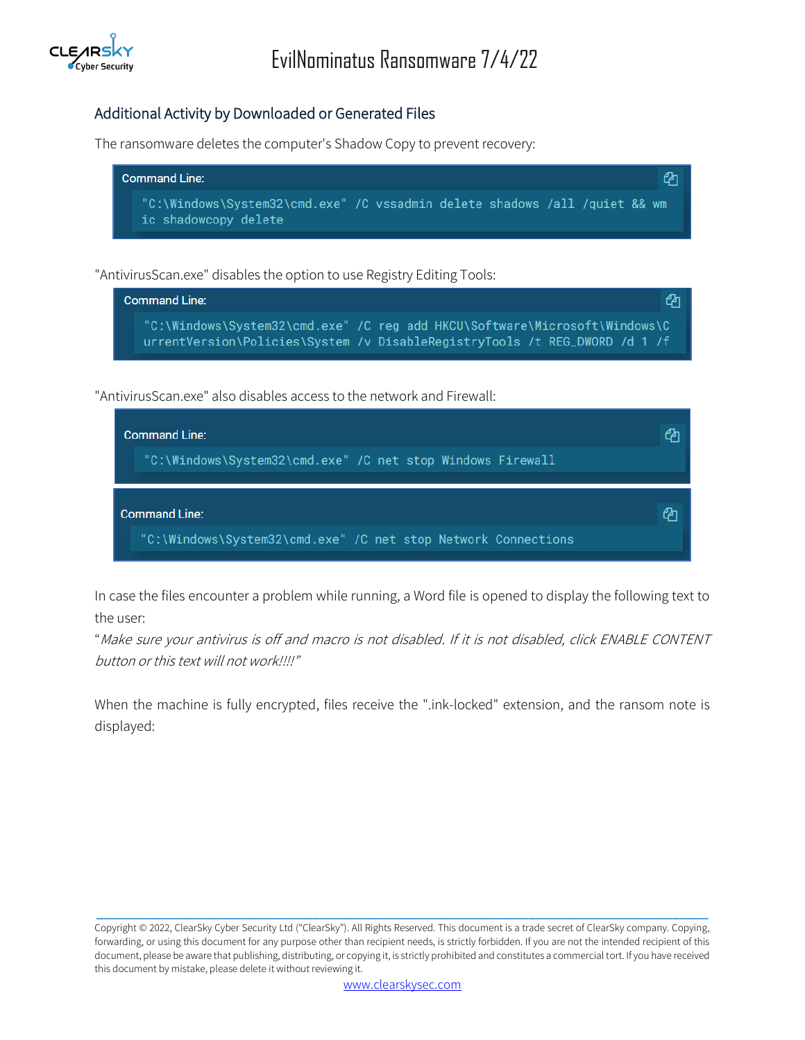## Additional Activity by Downloaded or Generated Files

The ransomware deletes the computer's Shadow Copy to prevent recovery:

**Command Line:**

```
"C:\Windows\System32\cmd.exe" /C vssadmin delete shadows /all /quiet && wmic shadowcopy delete
```

"AntivirusScan.exe" disables the option to use Registry Editing Tools:

**Command Line:**

```
"C:\Windows\System32\cmd.exe" /C reg add HKCU\Software\Microsoft\Windows\CurrentVersion\Policies\System /v DisableRegistryTools /t REG_DWORD /d 1 /f
```

"AntivirusScan.exe" also disables access to the network and Firewall:

**Command Line:**

```
"C:\Windows\System32\cmd.exe" /C net stop Windows Firewall
```

**Command Line:**

```
"C:\Windows\System32\cmd.exe" /C net stop Network Connections
```

In case the files encounter a problem while running, a Word file is opened to display the following text to the user:

"*Make sure your antivirus is off and macro is not disabled. If it is not disabled, click ENABLE CONTENT button or this text will not work!!!!*"

When the machine is fully encrypted, files receive the ".ink-locked" extension, and the ransom note is displayed: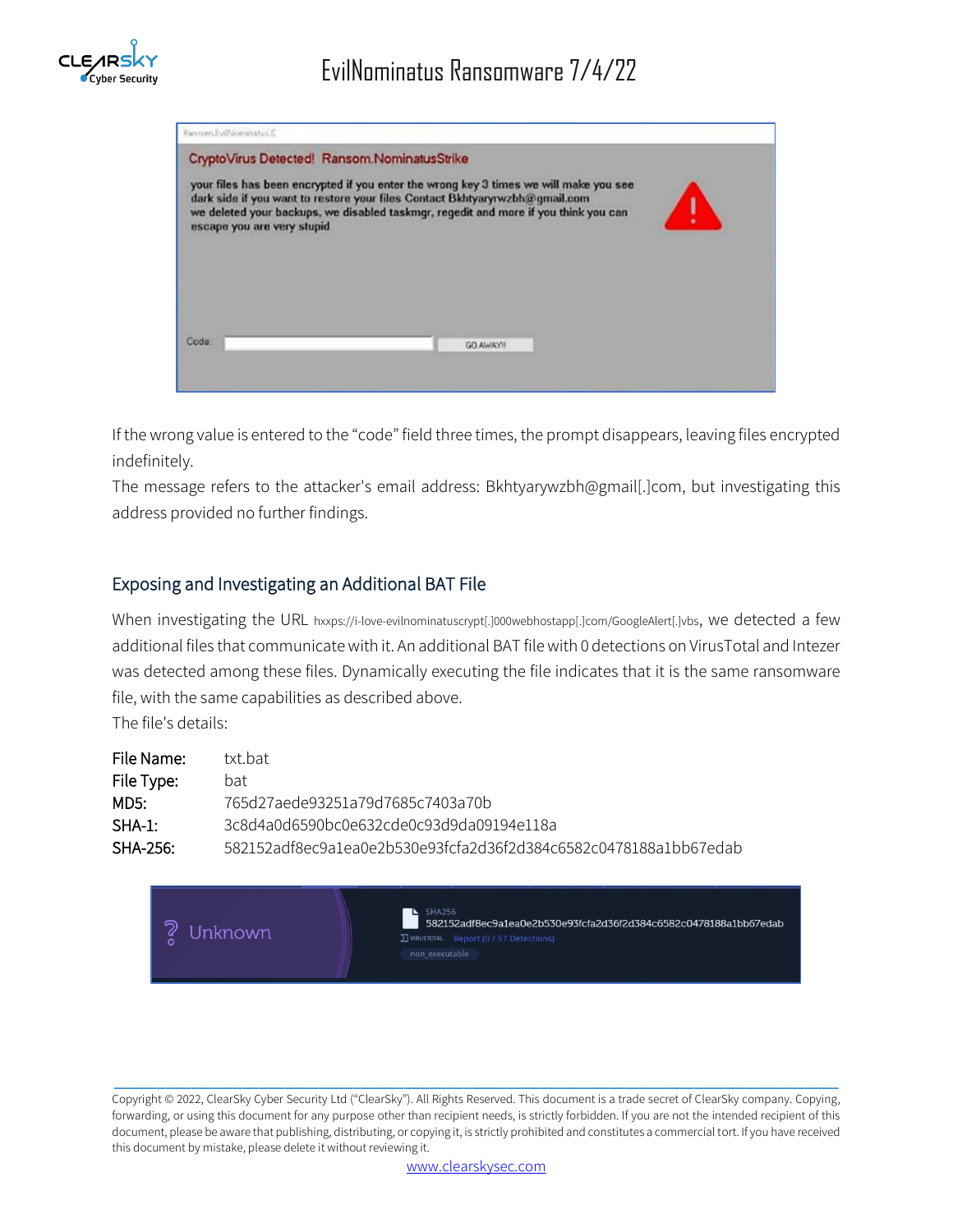If the wrong value is entered to the “code” field three times, the prompt disappears, leaving files encrypted indefinitely.

The message refers to the attacker's email address: Bkhtyarywzbh@gmail[.]com, but investigating this address provided no further findings.

## Exposing and Investigating an Additional BAT File

When investigating the URL hxxps://i-love-evilnominatuscrypt[.]000webhostapp[.]com/GoogleAlert[.]vbs, we detected a few additional files that communicate with it. An additional BAT file with 0 detections on VirusTotal and Intezer was detected among these files. Dynamically executing the file indicates that it is the same ransomware file, with the same capabilities as described above.

The file's details:

**File Name:** txt.bat
**File Type:** bat
**MD5:** 765d27aede93251a79d7685c7403a70b
**SHA-1:** 3c8d4a0d6590bc0e632cde0c93d9da09194e118a
**SHA-256:** 582152adf8ec9a1ea0e2b530e93fcfa2d36f2d384c6582c0478188a1bb67edab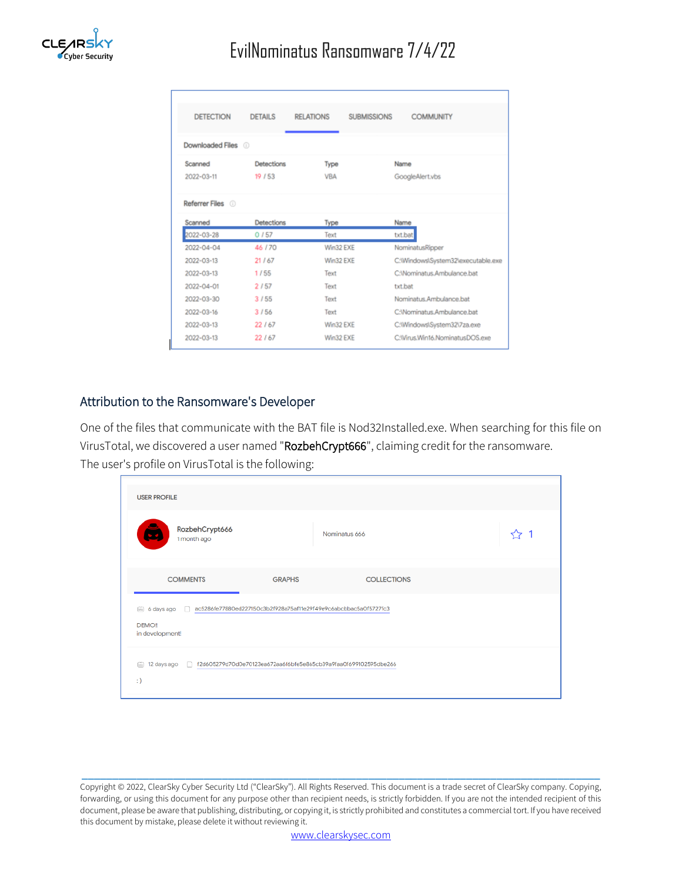| DETECTION | DETAILS | RELATIONS | SUBMISSIONS | COMMUNITY |
| --- | --- | --- | --- | --- |

Downloaded Files

| Scanned | Detections | Type | Name |
| --- | --- | --- | --- |
| 2022-03-11 | 19 / 53 | VBA | GoogleAlert.vbs |

Referrer Files

| Scanned | Detections | Type | Name |
| --- | --- | --- | --- |
| 2022-03-28 | 0 / 57 | Text | txt.bat |
| 2022-04-04 | 46 / 70 | Win32 EXE | NominatusRipper |
| 2022-03-13 | 21 / 67 | Win32 EXE | C:\Windows\System32\executable.exe |
| 2022-03-13 | 1 / 55 | Text | C:\Nominatus.Ambulance.bat |
| 2022-04-01 | 2 / 57 | Text | txt.bat |
| 2022-03-30 | 3 / 55 | Text | Nominatus.Ambulance.bat |
| 2022-03-16 | 3 / 56 | Text | C:\Nominatus.Ambulance.bat |
| 2022-03-13 | 22 / 67 | Win32 EXE | C:\Windows\System32\7za.exe |
| 2022-03-13 | 22 / 67 | Win32 EXE | C:\Virus.Win16.NominatusDOS.exe |

## Attribution to the Ransomware's Developer

One of the files that communicate with the BAT file is Nod32Installed.exe. When searching for this file on VirusTotal, we discovered a user named "RozbehCrypt666", claiming credit for the ransomware.
The user's profile on VirusTotal is the following:

USER PROFILE

RozbehCrypt666
1 month ago

Nominatus 666

☆ 1

COMMENTS | GRAPHS | COLLECTIONS

6 days ago ac5286fe77880ed227150c3b2f928e75af11e29f49e9c6abcbbac5a0f5727fc3

DEMO!!
in development!

12 days ago f2d605279d70d0e70123ea672aa6f6bfe5e865cb39a9faa0f699102595dbe266

: )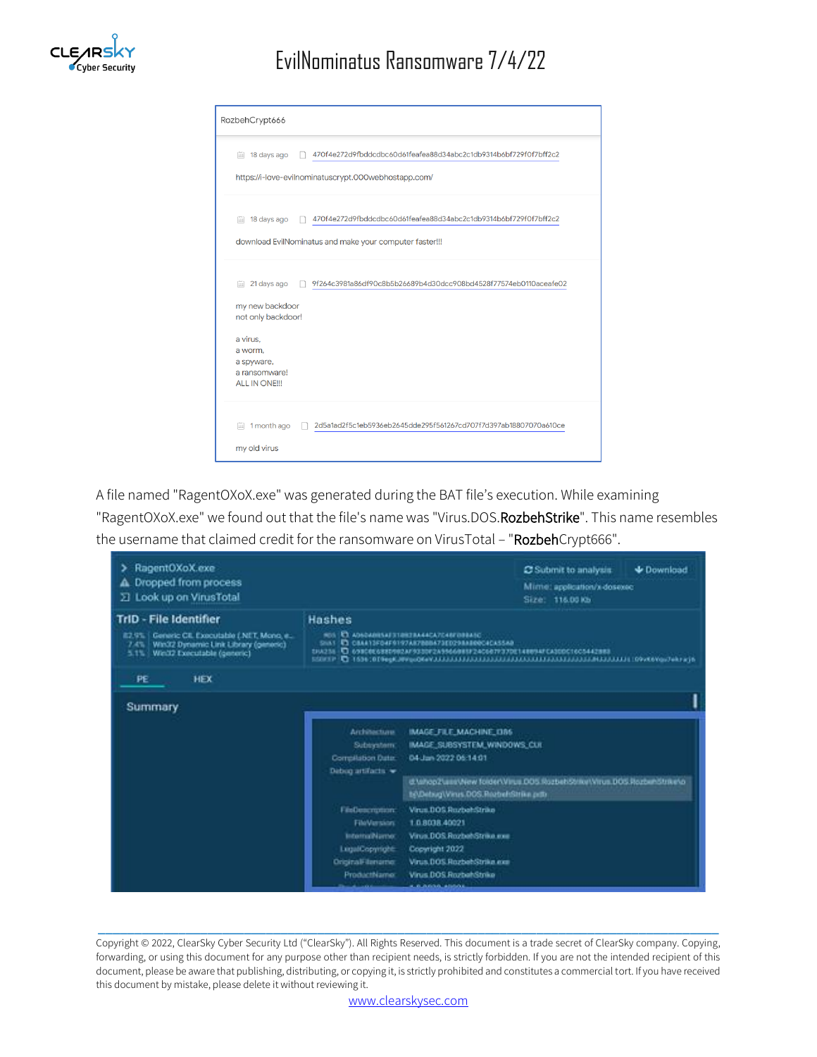RozbehCrypt666

18 days ago 470f4e272d9fbddcdbc60d61feafea88d34abc2c1db9314b6bf729f0f7bff2c2

https://i-love-evilnominatuscrypt.000webhostapp.com/

18 days ago 470f4e272d9fbddcdbc60d61feafea88d34abc2c1db9314b6bf729f0f7bff2c2

download EvilNominatus and make your computer faster!!!

21 days ago 9f264c3981a86df90c8b5b26689b4d30dcc908bd4528f77574eb0110aceafe02

my new backdoor
not only backdoor!

a virus,
a worm,
a spyware,
a ransomware!
ALL IN ONE!!!

1 month ago 2d5a1ad2f5c1eb5936eb2645dde295f561267cd707f7d397ab18807070a610ce

my old virus

A file named "RagentOXoX.exe" was generated during the BAT file's execution. While examining "RagentOXoX.exe" we found out that the file's name was "Virus.DOS.**Rozbeh**Strike". This name resembles the username that claimed credit for the ransomware on VirusTotal – "**Rozbeh**Crypt666".

RagentOXoX.exe
Dropped from process
Look up on VirusTotal

Submit to analysis
Download
Mime: application/x-dosexec
Size: 116.00 Kb

**TrID - File Identifier**

- 82.9% Generic CIL Executable (.NET, Mono, e...
- 7.4% Win32 Dynamic Link Library (generic)
- 5.1% Win32 Executable (generic)

**Hashes**

PE HEX

**Summary**

| | |
|---|---|
| Architecture: | IMAGE_FILE_MACHINE_I386 |
| Subsystem: | IMAGE_SUBSYSTEM_WINDOWS_CUI |
| Compilation Date: | 04-Jan-2022 06:14:01 |
| Debug artifacts | d:\shop2\aaa\New folder\Virus.DOS.RozbehStrike\Virus.DOS.RozbehStrike\obj\Debug\Virus.DOS.RozbehStrike.pdb |
| FileDescription: | Virus.DOS.RozbehStrike |
| FileVersion: | 1.0.8038.40021 |
| InternalName: | Virus.DOS.RozbehStrike.exe |
| LegalCopyright: | Copyright 2022 |
| OriginalFilename: | Virus.DOS.RozbehStrike.exe |
| ProductName: | Virus.DOS.RozbehStrike |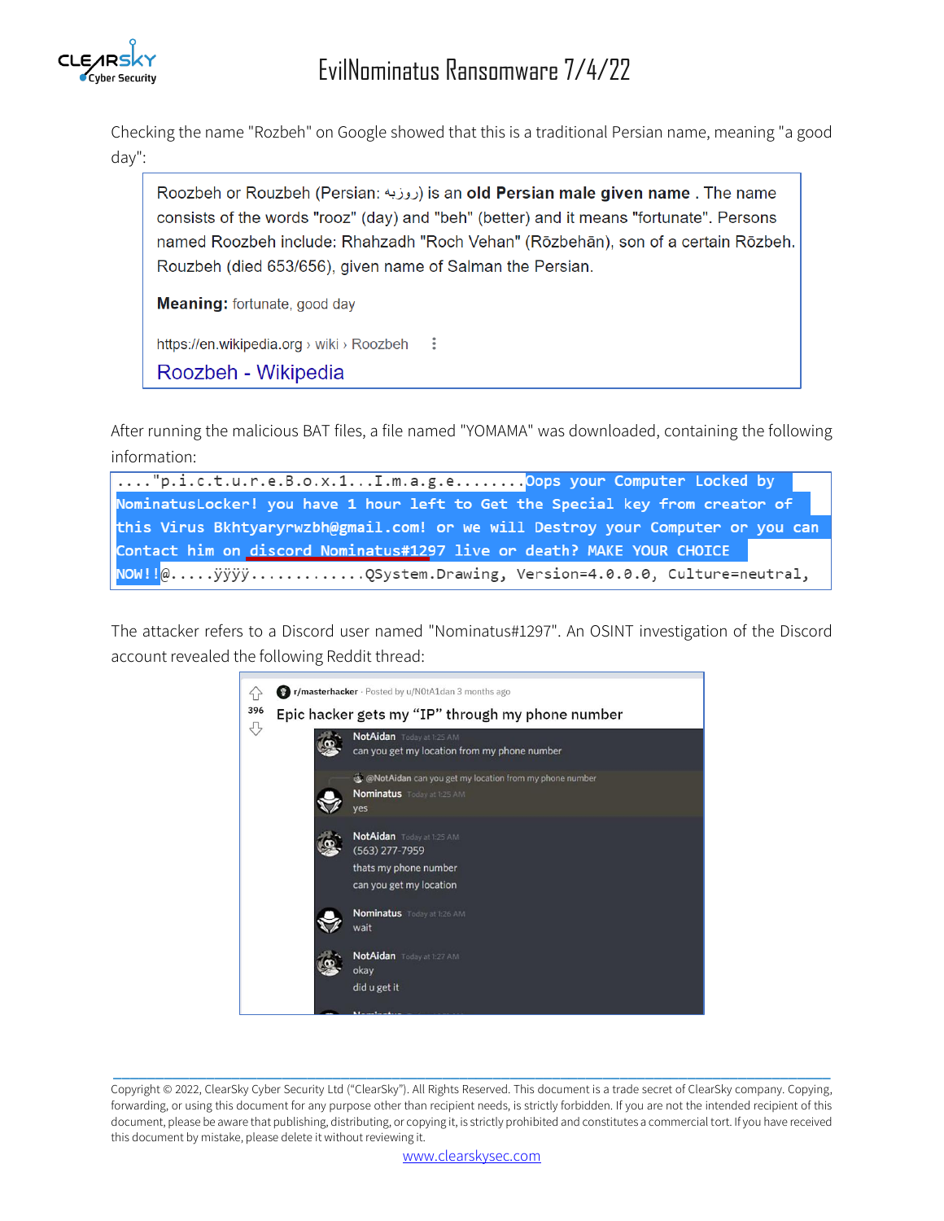Checking the name "Rozbeh" on Google showed that this is a traditional Persian name, meaning "a good day":

> Roozbeh or Rouzbeh (Persian: روزبه) is an **old Persian male given name** . The name consists of the words "rooz" (day) and "beh" (better) and it means "fortunate". Persons named Roozbeh include: Rhahzadh "Roch Vehan" (Rōzbehān), son of a certain Rōzbeh. Rouzbeh (died 653/656), given name of Salman the Persian.
>
> **Meaning:** fortunate, good day
>
> https://en.wikipedia.org › wiki › Roozbeh
>
> Roozbeh - Wikipedia

After running the malicious BAT files, a file named "YOMAMA" was downloaded, containing the following information:

```
...."p.i.c.t.u.r.e.B.o.x.1...I.m.a.g.e........Oops your Computer Locked by
NominatusLocker! you have 1 hour left to Get the Special key from creator of
this Virus Bkhtyaryrwzbh@gmail.com! or we will Destroy your Computer or you can
Contact him on discord Nominatus#1297 live or death? MAKE YOUR CHOICE
NOW!!@.....ÿÿÿÿ.............QSystem.Drawing, Version=4.0.0.0, Culture=neutral,
```

The attacker refers to a Discord user named "Nominatus#1297". An OSINT investigation of the Discord account revealed the following Reddit thread:

> r/masterhacker · Posted by u/N0tA1dan 3 months ago
>
> 396
>
> **Epic hacker gets my "IP" through my phone number**
>
> **NotAidan** Today at 1:25 AM
> can you get my location from my phone number
>
> @NotAidan can you get my location from my phone number
> **Nominatus** Today at 1:25 AM
> yes
>
> **NotAidan** Today at 1:25 AM
> (563) 277-7959
> thats my phone number
> can you get my location
>
> **Nominatus** Today at 1:26 AM
> wait
>
> **NotAidan** Today at 1:27 AM
> okay
> did u get it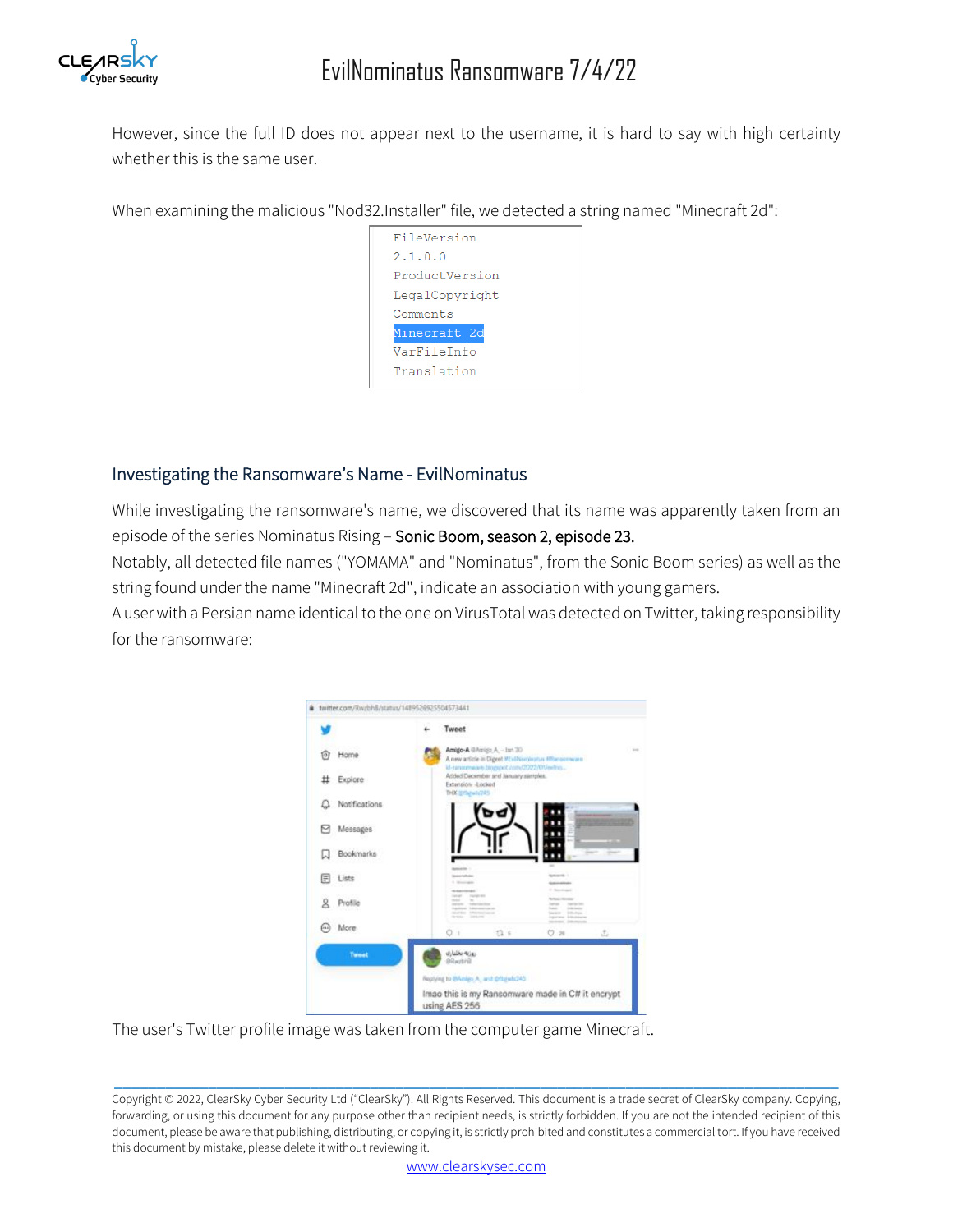However, since the full ID does not appear next to the username, it is hard to say with high certainty whether this is the same user.

When examining the malicious "Nod32.Installer" file, we detected a string named "Minecraft 2d":

```
FileVersion
2.1.0.0
ProductVersion
LegalCopyright
Comments
Minecraft 2d
VarFileInfo
Translation
```

## Investigating the Ransomware's Name - EvilNominatus

While investigating the ransomware's name, we discovered that its name was apparently taken from an episode of the series Nominatus Rising – Sonic Boom, season 2, episode 23.

Notably, all detected file names ("YOMAMA" and "Nominatus", from the Sonic Boom series) as well as the string found under the name "Minecraft 2d", indicate an association with young gamers.

A user with a Persian name identical to the one on VirusTotal was detected on Twitter, taking responsibility for the ransomware:

The user's Twitter profile image was taken from the computer game Minecraft.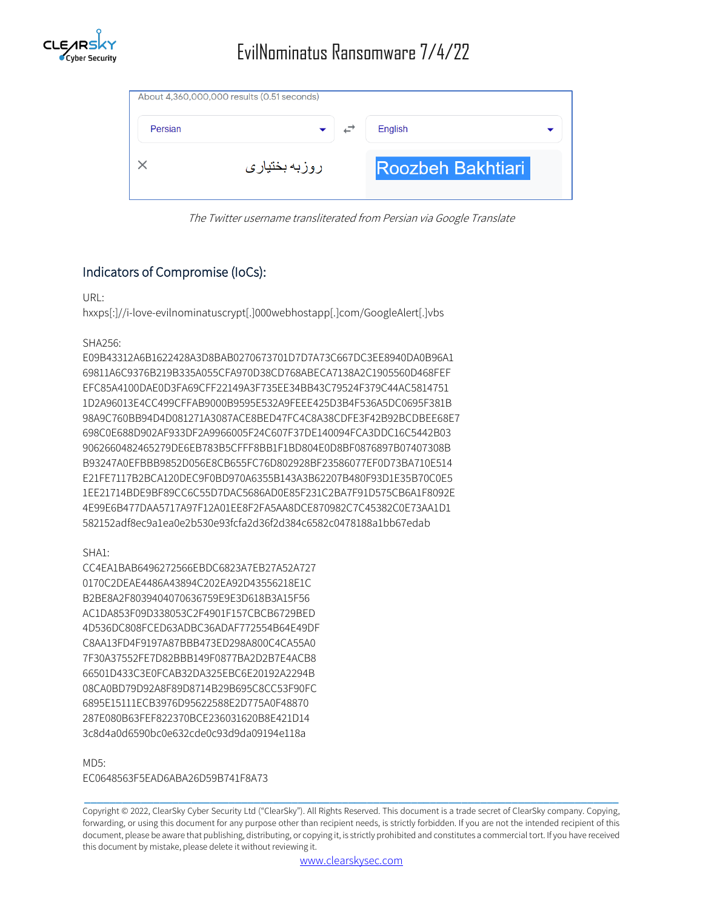About 4,360,000,000 results (0.51 seconds)

Persian ⇄ English

روزبه بختیاری

Roozbeh Bakhtiari

*The Twitter username transliterated from Persian via Google Translate*

## Indicators of Compromise (IoCs):

URL:
hxxps[:]//i-love-evilnominatuscrypt[.]000webhostapp[.]com/GoogleAlert[.]vbs

SHA256:
E09B43312A6B1622428A3D8BAB0270673701D7D7A73C667DC3EE8940DA0B96A1
69811A6C9376B219B335A055CFA970D38CD768ABECA7138A2C1905560D468FEF
EFC85A4100DAE0D3FA69CFF22149A3F735EE34BB43C79524F379C44AC5814751
1D2A96013E4CC499CFFAB9000B9595E532A9FEEE425D3B4F536A5DC0695F381B
98A9C760BB94D4D081271A3087ACE8BED47FC4C8A38CDFE3F42B92BCDBEE68E7
698C0E688D902AF933DF2A9966005F24C607F37DE140094FCA3DDC16C5442B03
9062660482465279DE6EB783B5CFFF8BB1F1BD804E0D8BF0876897B07407308B
B93247A0EFBBB9852D056E8CB655FC76D802928BF23586077EF0D73BA710E514
E21FE7117B2BCA120DEC9F0BD970A6355B143A3B62207B480F93D1E35B70C0E5
1EE21714BDE9BF89CC6C55D7DAC5686AD0E85F231C2BA7F91D575CB6A1F8092E
4E99E6B477DAA5717A97F12A01EE8F2FA5AA8DCE870982C7C45382C0E73AA1D1
582152adf8ec9a1ea0e2b530e93fcfa2d36f2d384c6582c0478188a1bb67edab

SHA1:
CC4EA1BAB6496272566EBDC6823A7EB27A52A727
0170C2DEAE4486A43894C202EA92D43556218E1C
B2BE8A2F8039404070636759E9E3D618B3A15F56
AC1DA853F09D338053C2F4901F157CBCB6729BED
4D536DC808FCED63ADBC36ADAF772554B64E49DF
C8AA13FD4F9197A87BBB473ED298A800C4CA55A0
7F30A37552FE7D82BBB149F0877BA2D2B7E4ACB8
66501D433C3E0FCAB32DA325EBC6E20192A2294B
08CA0BD79D92A8F89D8714B29B695C8CC53F90FC
6895E15111ECB3976D95622588E2D775A0F48870
287E080B63FEF822370BCE236031620B8E421D14
3c8d4a0d6590bc0e632cde0c93d9da09194e118a

MD5:
EC0648563F5EAD6ABA26D59B741F8A73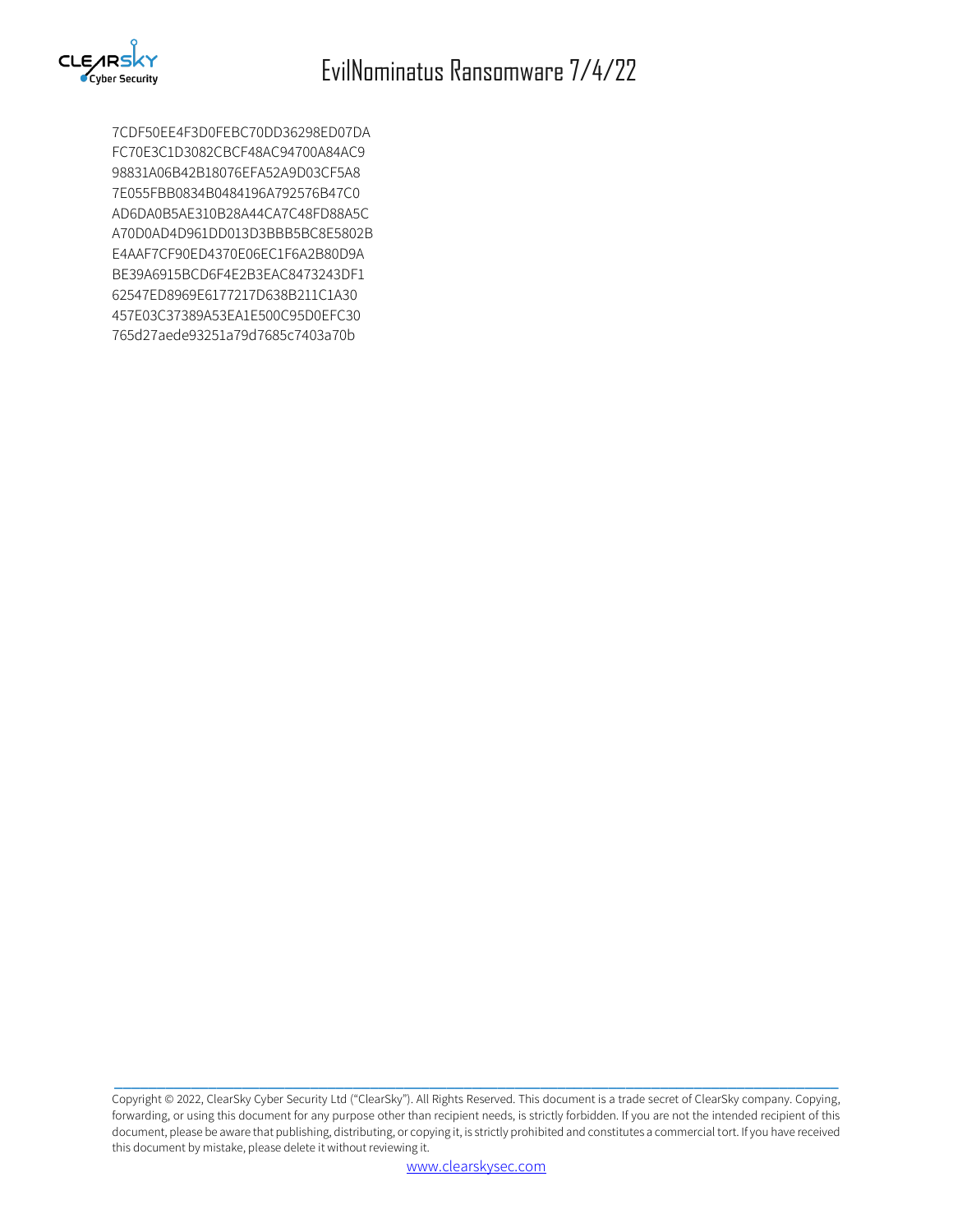7CDF50EE4F3D0FEBC70DD36298ED07DA
FC70E3C1D3082CBCF48AC94700A84AC9
98831A06B42B18076EFA52A9D03CF5A8
7E055FBB0834B0484196A792576B47C0
AD6DA0B5AE310B28A44CA7C48FD88A5C
A70D0AD4D961DD013D3BBB5BC8E5802B
E4AAF7CF90ED4370E06EC1F6A2B80D9A
BE39A6915BCD6F4E2B3EAC8473243DF1
62547ED8969E6177217D638B211C1A30
457E03C37389A53EA1E500C95D0EFC30
765d27aede93251a79d7685c7403a70b